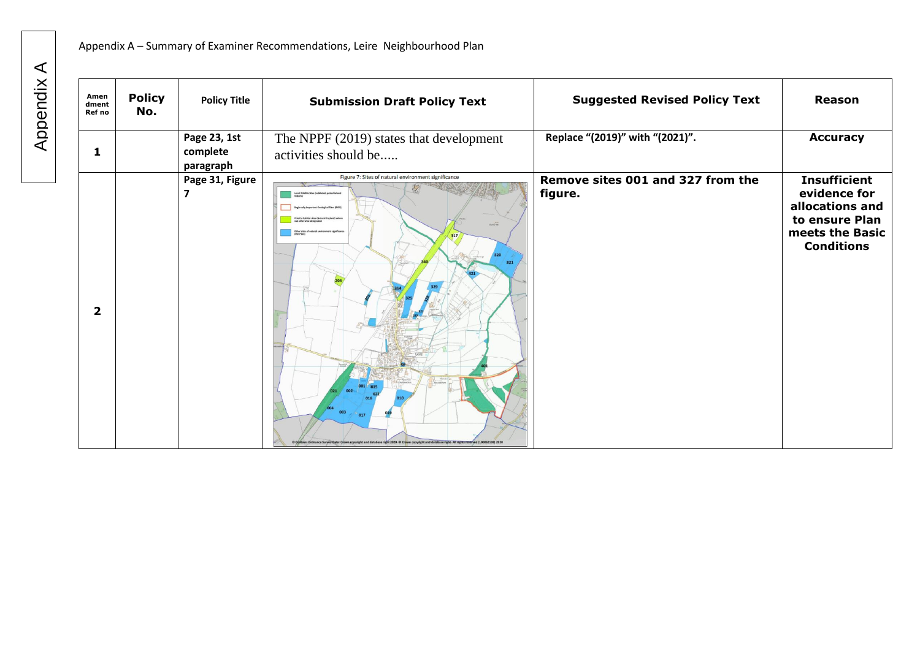Appendix A

Appendix A – Summary of Examiner Recommendations, Leire Neighbourhood Plan

| Amendment Ref no | Policy No. | Policy Title | Submission Draft Policy Text | Suggested Revised Policy Text | Reason |
|---|---|---|---|---|---|
| 1 | | Page 23, 1st complete paragraph | The NPPF (2019) states that development activities should be..... | Replace "(2019)" with "(2021)". | Accuracy |
| 2 | | Page 31, Figure 7 | Figure 7: Sites of natural environment significance | Remove sites 001 and 327 from the figure. | Insufficient evidence for allocations and to ensure Plan meets the Basic Conditions |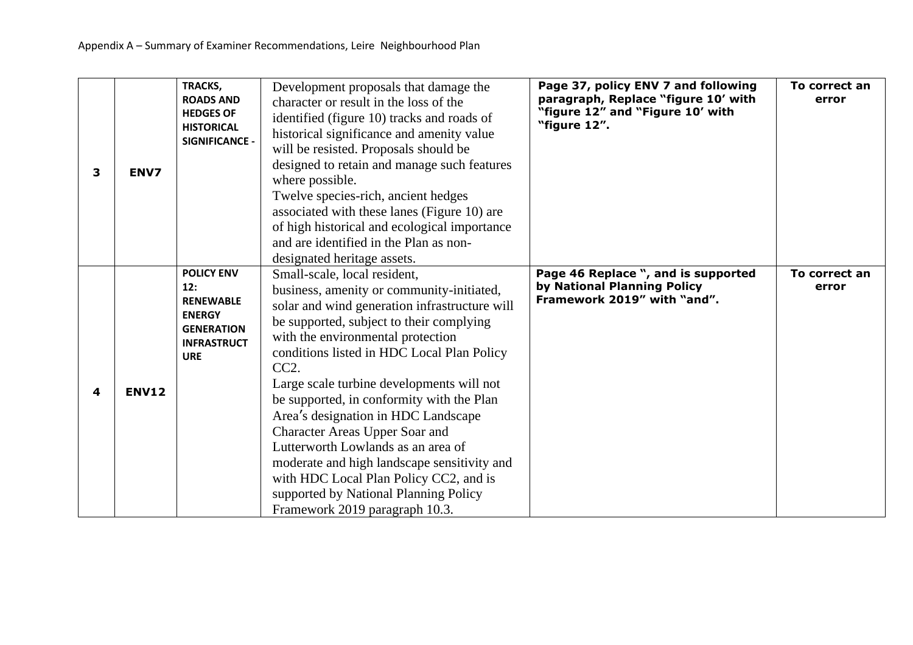| | | | | | |
|---|---|---|---|---|---|
| **3** | **ENV7** | **TRACKS, ROADS AND HEDGES OF HISTORICAL SIGNIFICANCE -** | Development proposals that damage the character or result in the loss of the identified (figure 10) tracks and roads of historical significance and amenity value will be resisted. Proposals should be designed to retain and manage such features where possible.<br>Twelve species-rich, ancient hedges associated with these lanes (Figure 10) are of high historical and ecological importance and are identified in the Plan as non-designated heritage assets. | **Page 37, policy ENV 7 and following paragraph, Replace "figure 10' with "figure 12" and "Figure 10' with "figure 12".** | **To correct an error** |
| **4** | **ENV12** | **POLICY ENV 12: RENEWABLE ENERGY GENERATION INFRASTRUCTURE** | Small-scale, local resident, business, amenity or community-initiated, solar and wind generation infrastructure will be supported, subject to their complying with the environmental protection conditions listed in HDC Local Plan Policy CC2.<br>Large scale turbine developments will not be supported, in conformity with the Plan Area's designation in HDC Landscape Character Areas Upper Soar and Lutterworth Lowlands as an area of moderate and high landscape sensitivity and with HDC Local Plan Policy CC2, and is supported by National Planning Policy Framework 2019 paragraph 10.3. | **Page 46 Replace ", and is supported by National Planning Policy Framework 2019" with "and".** | **To correct an error** |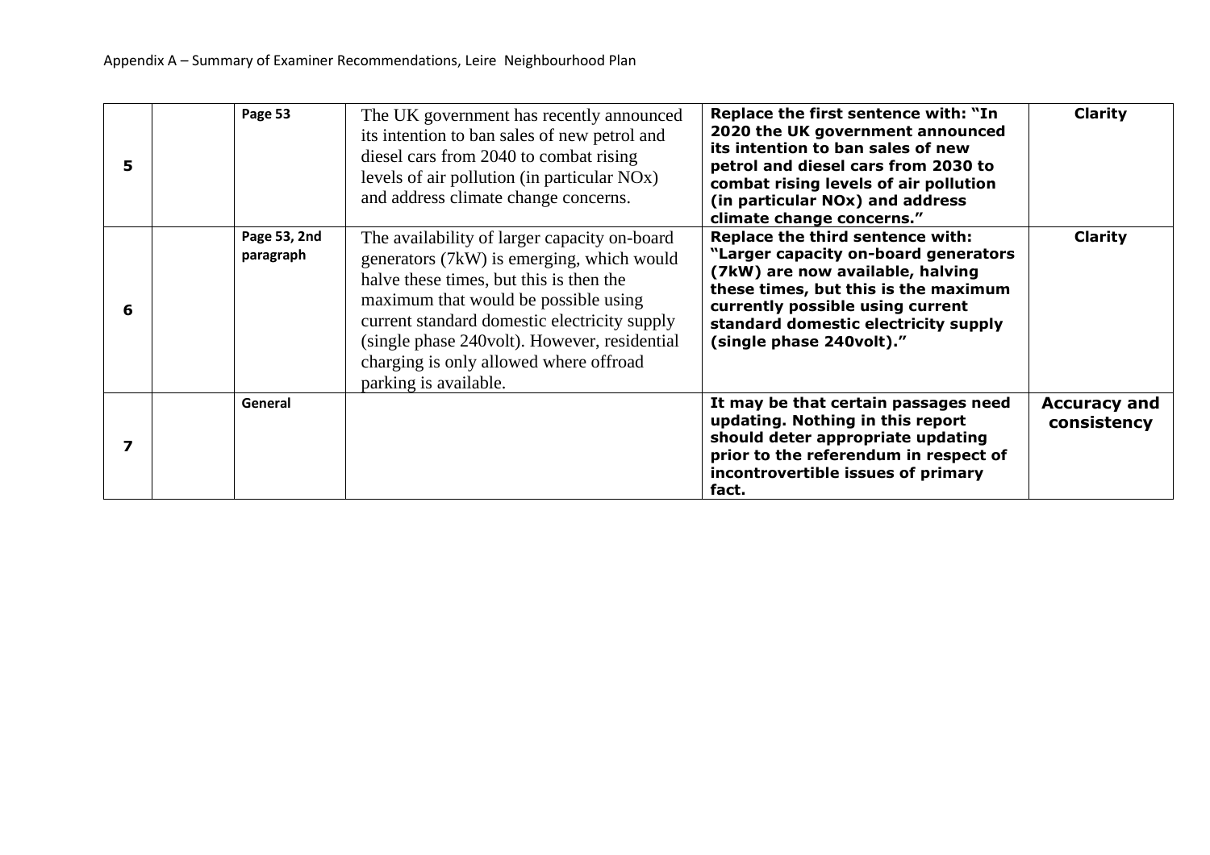| | | | | | |
|---|---|---|---|---|---|
| **5** | | **Page 53** | The UK government has recently announced its intention to ban sales of new petrol and diesel cars from 2040 to combat rising levels of air pollution (in particular NOx) and address climate change concerns. | **Replace the first sentence with: "In 2020 the UK government announced its intention to ban sales of new petrol and diesel cars from 2030 to combat rising levels of air pollution (in particular NOx) and address climate change concerns."** | **Clarity** |
| **6** | | **Page 53, 2nd paragraph** | The availability of larger capacity on-board generators (7kW) is emerging, which would halve these times, but this is then the maximum that would be possible using current standard domestic electricity supply (single phase 240volt). However, residential charging is only allowed where offroad parking is available. | **Replace the third sentence with: "Larger capacity on-board generators (7kW) are now available, halving these times, but this is the maximum currently possible using current standard domestic electricity supply (single phase 240volt)."** | **Clarity** |
| **7** | | **General** | | **It may be that certain passages need updating. Nothing in this report should deter appropriate updating prior to the referendum in respect of incontrovertible issues of primary fact.** | **Accuracy and consistency** |